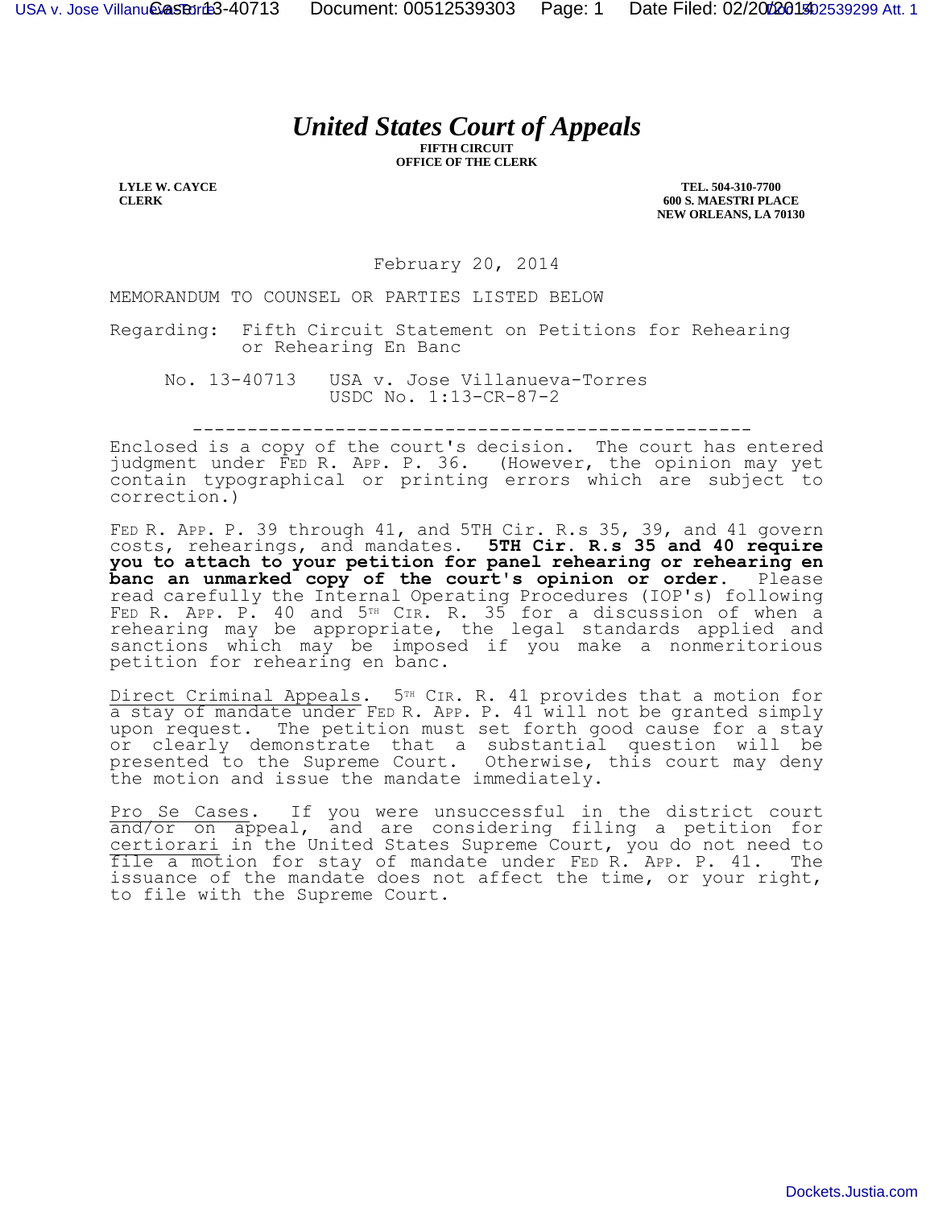# *United States Court of Appeals*

**FIFTH CIRCUIT**
**OFFICE OF THE CLERK**

**LYLE W. CAYCE**
**CLERK**

**TEL. 504-310-7700**
**600 S. MAESTRI PLACE**
**NEW ORLEANS, LA 70130**

February 20, 2014

MEMORANDUM TO COUNSEL OR PARTIES LISTED BELOW

Regarding: Fifth Circuit Statement on Petitions for Rehearing or Rehearing En Banc

No. 13-40713 USA v. Jose Villanueva-Torres
USDC No. 1:13-CR-87-2

---

Enclosed is a copy of the court's decision. The court has entered judgment under FED R. APP. P. 36. (However, the opinion may yet contain typographical or printing errors which are subject to correction.)

FED R. APP. P. 39 through 41, and 5TH Cir. R.s 35, 39, and 41 govern costs, rehearings, and mandates. **5TH Cir. R.s 35 and 40 require you to attach to your petition for panel rehearing or rehearing en banc an unmarked copy of the court's opinion or order.** Please read carefully the Internal Operating Procedures (IOP's) following FED R. APP. P. 40 and 5TH CIR. R. 35 for a discussion of when a rehearing may be appropriate, the legal standards applied and sanctions which may be imposed if you make a nonmeritorious petition for rehearing en banc.

Direct Criminal Appeals. 5TH CIR. R. 41 provides that a motion for a stay of mandate under FED R. APP. P. 41 will not be granted simply upon request. The petition must set forth good cause for a stay or clearly demonstrate that a substantial question will be presented to the Supreme Court. Otherwise, this court may deny the motion and issue the mandate immediately.

Pro Se Cases. If you were unsuccessful in the district court and/or on appeal, and are considering filing a petition for certiorari in the United States Supreme Court, you do not need to file a motion for stay of mandate under FED R. APP. P. 41. The issuance of the mandate does not affect the time, or your right, to file with the Supreme Court.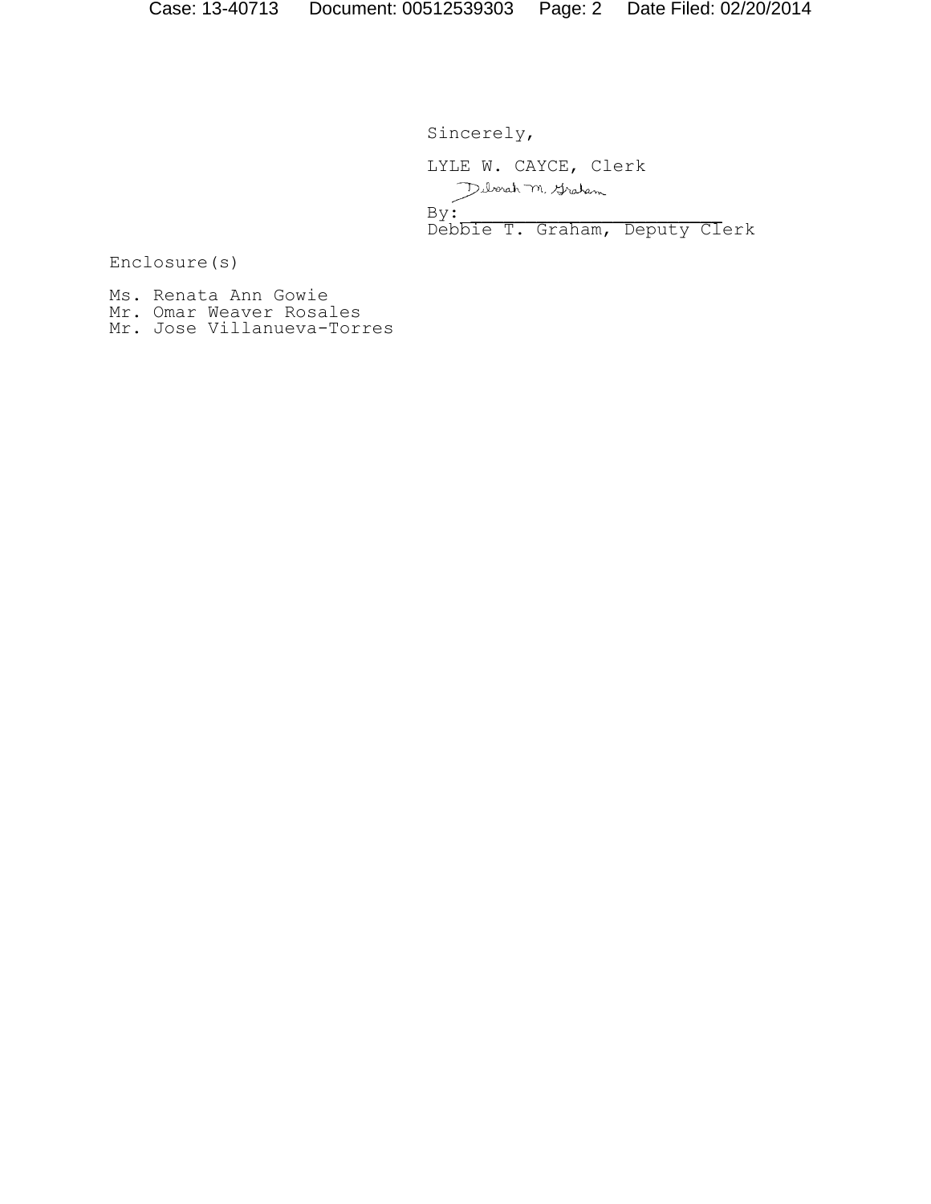Sincerely,

LYLE W. CAYCE, Clerk

By: Deborah M. Graham

Debbie T. Graham, Deputy Clerk

Enclosure(s)

Ms. Renata Ann Gowie
Mr. Omar Weaver Rosales
Mr. Jose Villanueva-Torres